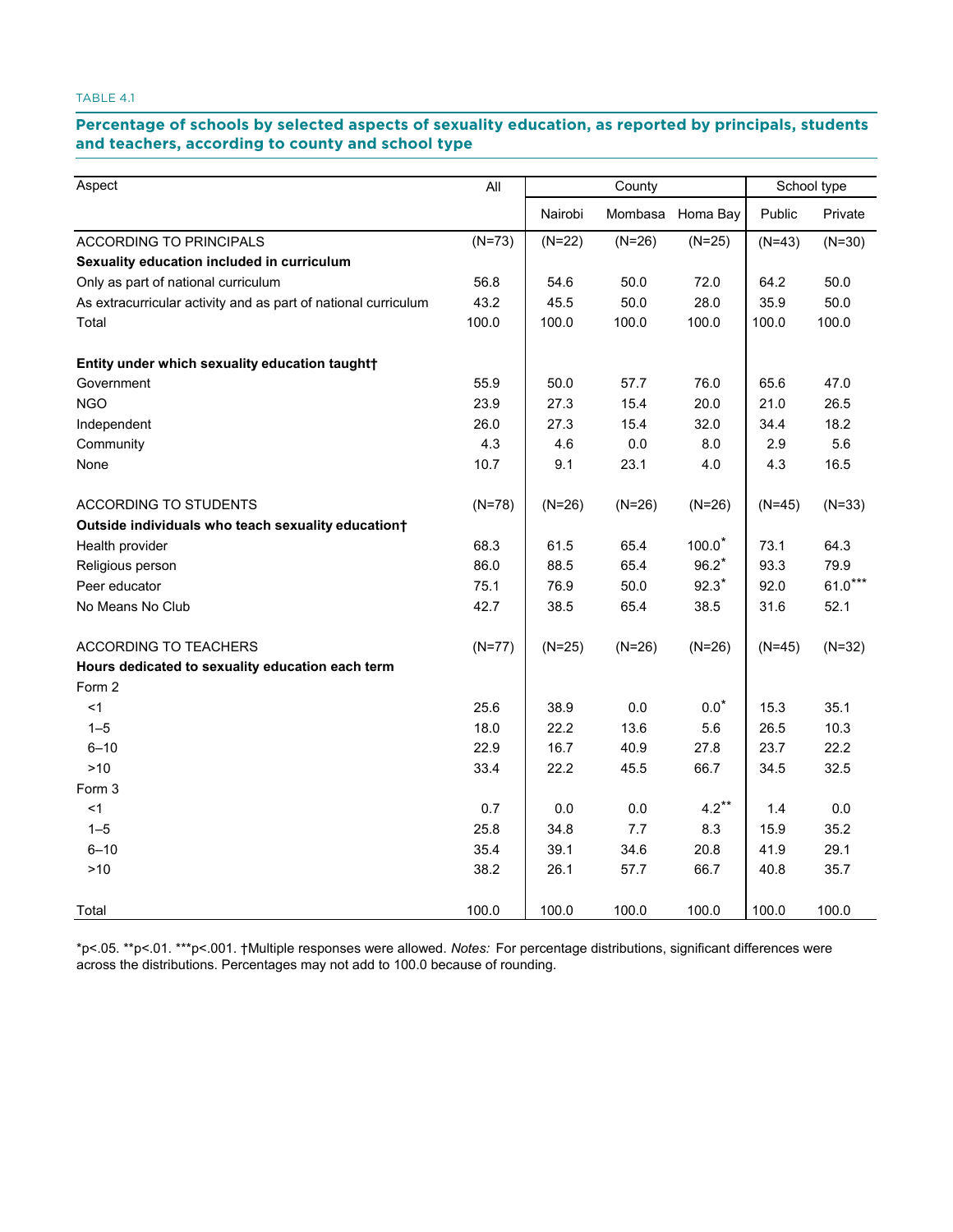TABLE 4.1

## Percentage of schools by selected aspects of sexuality education, as reported by principals, students and teachers, according to county and school type

| Aspect | All | County | | | School type | |
|---|---|---|---|---|---|---|
| | | Nairobi | Mombasa | Homa Bay | Public | Private |
| ACCORDING TO PRINCIPALS | (N=73) | (N=22) | (N=26) | (N=25) | (N=43) | (N=30) |
| **Sexuality education included in curriculum** | | | | | | |
| Only as part of national curriculum | 56.8 | 54.6 | 50.0 | 72.0 | 64.2 | 50.0 |
| As extracurricular activity and as part of national curriculum | 43.2 | 45.5 | 50.0 | 28.0 | 35.9 | 50.0 |
| Total | 100.0 | 100.0 | 100.0 | 100.0 | 100.0 | 100.0 |
| **Entity under which sexuality education taught†** | | | | | | |
| Government | 55.9 | 50.0 | 57.7 | 76.0 | 65.6 | 47.0 |
| NGO | 23.9 | 27.3 | 15.4 | 20.0 | 21.0 | 26.5 |
| Independent | 26.0 | 27.3 | 15.4 | 32.0 | 34.4 | 18.2 |
| Community | 4.3 | 4.6 | 0.0 | 8.0 | 2.9 | 5.6 |
| None | 10.7 | 9.1 | 23.1 | 4.0 | 4.3 | 16.5 |
| ACCORDING TO STUDENTS | (N=78) | (N=26) | (N=26) | (N=26) | (N=45) | (N=33) |
| **Outside individuals who teach sexuality education†** | | | | | | |
| Health provider | 68.3 | 61.5 | 65.4 | 100.0* | 73.1 | 64.3 |
| Religious person | 86.0 | 88.5 | 65.4 | 96.2* | 93.3 | 79.9 |
| Peer educator | 75.1 | 76.9 | 50.0 | 92.3* | 92.0 | 61.0*** |
| No Means No Club | 42.7 | 38.5 | 65.4 | 38.5 | 31.6 | 52.1 |
| ACCORDING TO TEACHERS | (N=77) | (N=25) | (N=26) | (N=26) | (N=45) | (N=32) |
| **Hours dedicated to sexuality education each term** | | | | | | |
| Form 2 | | | | | | |
| <1 | 25.6 | 38.9 | 0.0 | 0.0* | 15.3 | 35.1 |
| 1–5 | 18.0 | 22.2 | 13.6 | 5.6 | 26.5 | 10.3 |
| 6–10 | 22.9 | 16.7 | 40.9 | 27.8 | 23.7 | 22.2 |
| >10 | 33.4 | 22.2 | 45.5 | 66.7 | 34.5 | 32.5 |
| Form 3 | | | | | | |
| <1 | 0.7 | 0.0 | 0.0 | 4.2** | 1.4 | 0.0 |
| 1–5 | 25.8 | 34.8 | 7.7 | 8.3 | 15.9 | 35.2 |
| 6–10 | 35.4 | 39.1 | 34.6 | 20.8 | 41.9 | 29.1 |
| >10 | 38.2 | 26.1 | 57.7 | 66.7 | 40.8 | 35.7 |
| Total | 100.0 | 100.0 | 100.0 | 100.0 | 100.0 | 100.0 |

*p<.05. **p<.01. ***p<.001. †Multiple responses were allowed. *Notes:* For percentage distributions, significant differences were across the distributions. Percentages may not add to 100.0 because of rounding.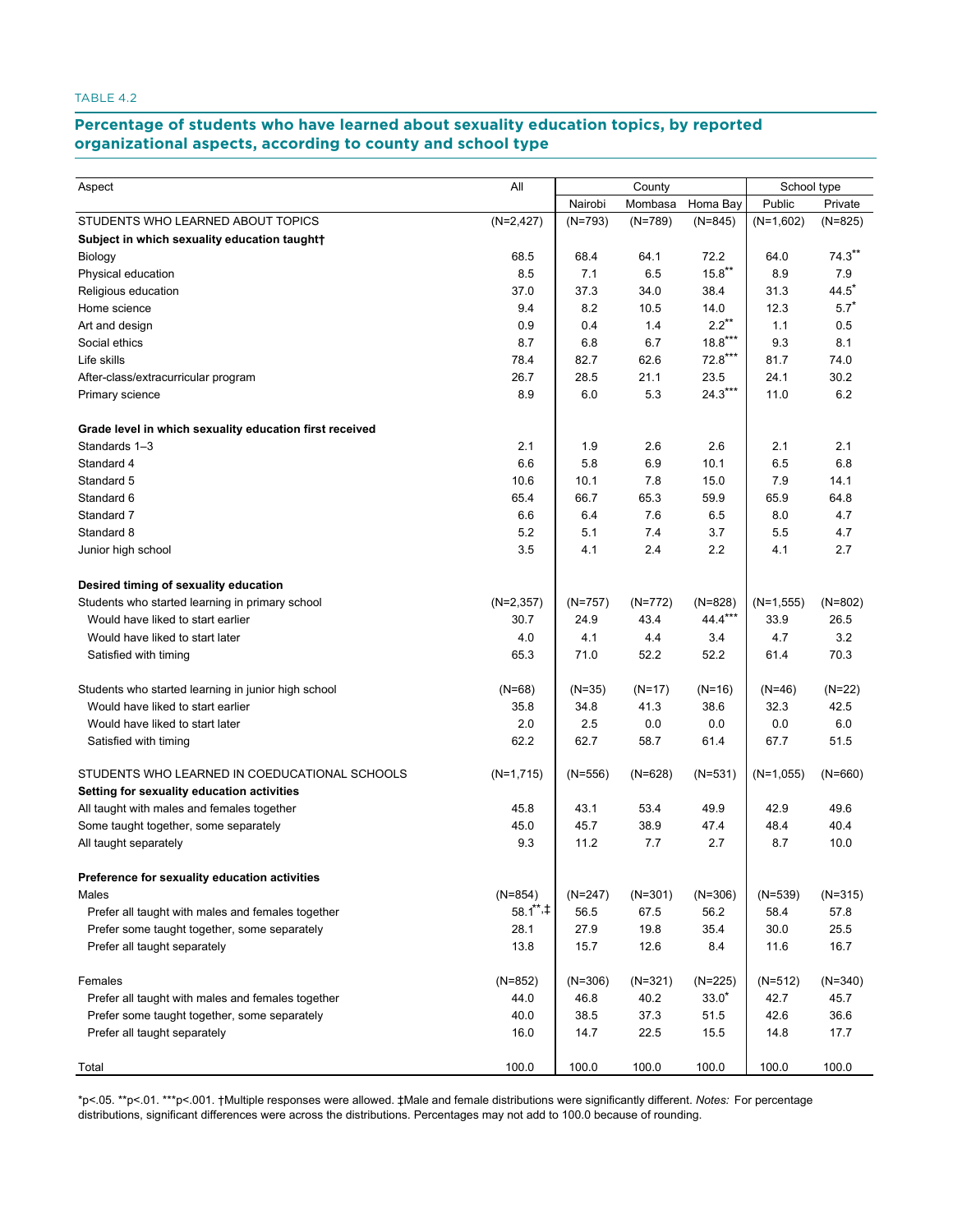TABLE 4.2

## Percentage of students who have learned about sexuality education topics, by reported organizational aspects, according to county and school type

| Aspect | All | County | | | School type | |
|---|---|---|---|---|---|---|
| | | Nairobi | Mombasa | Homa Bay | Public | Private |
| STUDENTS WHO LEARNED ABOUT TOPICS | (N=2,427) | (N=793) | (N=789) | (N=845) | (N=1,602) | (N=825) |
| **Subject in which sexuality education taught†** | | | | | | |
| Biology | 68.5 | 68.4 | 64.1 | 72.2 | 64.0 | 74.3** |
| Physical education | 8.5 | 7.1 | 6.5 | 15.8** | 8.9 | 7.9 |
| Religious education | 37.0 | 37.3 | 34.0 | 38.4 | 31.3 | 44.5* |
| Home science | 9.4 | 8.2 | 10.5 | 14.0 | 12.3 | 5.7* |
| Art and design | 0.9 | 0.4 | 1.4 | 2.2** | 1.1 | 0.5 |
| Social ethics | 8.7 | 6.8 | 6.7 | 18.8*** | 9.3 | 8.1 |
| Life skills | 78.4 | 82.7 | 62.6 | 72.8*** | 81.7 | 74.0 |
| After-class/extracurricular program | 26.7 | 28.5 | 21.1 | 23.5 | 24.1 | 30.2 |
| Primary science | 8.9 | 6.0 | 5.3 | 24.3*** | 11.0 | 6.2 |
| **Grade level in which sexuality education first received** | | | | | | |
| Standards 1–3 | 2.1 | 1.9 | 2.6 | 2.6 | 2.1 | 2.1 |
| Standard 4 | 6.6 | 5.8 | 6.9 | 10.1 | 6.5 | 6.8 |
| Standard 5 | 10.6 | 10.1 | 7.8 | 15.0 | 7.9 | 14.1 |
| Standard 6 | 65.4 | 66.7 | 65.3 | 59.9 | 65.9 | 64.8 |
| Standard 7 | 6.6 | 6.4 | 7.6 | 6.5 | 8.0 | 4.7 |
| Standard 8 | 5.2 | 5.1 | 7.4 | 3.7 | 5.5 | 4.7 |
| Junior high school | 3.5 | 4.1 | 2.4 | 2.2 | 4.1 | 2.7 |
| **Desired timing of sexuality education** | | | | | | |
| Students who started learning in primary school | (N=2,357) | (N=757) | (N=772) | (N=828) | (N=1,555) | (N=802) |
| Would have liked to start earlier | 30.7 | 24.9 | 43.4 | 44.4*** | 33.9 | 26.5 |
| Would have liked to start later | 4.0 | 4.1 | 4.4 | 3.4 | 4.7 | 3.2 |
| Satisfied with timing | 65.3 | 71.0 | 52.2 | 52.2 | 61.4 | 70.3 |
| Students who started learning in junior high school | (N=68) | (N=35) | (N=17) | (N=16) | (N=46) | (N=22) |
| Would have liked to start earlier | 35.8 | 34.8 | 41.3 | 38.6 | 32.3 | 42.5 |
| Would have liked to start later | 2.0 | 2.5 | 0.0 | 0.0 | 0.0 | 6.0 |
| Satisfied with timing | 62.2 | 62.7 | 58.7 | 61.4 | 67.7 | 51.5 |
| STUDENTS WHO LEARNED IN COEDUCATIONAL SCHOOLS | (N=1,715) | (N=556) | (N=628) | (N=531) | (N=1,055) | (N=660) |
| **Setting for sexuality education activities** | | | | | | |
| All taught with males and females together | 45.8 | 43.1 | 53.4 | 49.9 | 42.9 | 49.6 |
| Some taught together, some separately | 45.0 | 45.7 | 38.9 | 47.4 | 48.4 | 40.4 |
| All taught separately | 9.3 | 11.2 | 7.7 | 2.7 | 8.7 | 10.0 |
| **Preference for sexuality education activities** | | | | | | |
| Males | (N=854) | (N=247) | (N=301) | (N=306) | (N=539) | (N=315) |
| Prefer all taught with males and females together | 58.1**,‡ | 56.5 | 67.5 | 56.2 | 58.4 | 57.8 |
| Prefer some taught together, some separately | 28.1 | 27.9 | 19.8 | 35.4 | 30.0 | 25.5 |
| Prefer all taught separately | 13.8 | 15.7 | 12.6 | 8.4 | 11.6 | 16.7 |
| Females | (N=852) | (N=306) | (N=321) | (N=225) | (N=512) | (N=340) |
| Prefer all taught with males and females together | 44.0 | 46.8 | 40.2 | 33.0* | 42.7 | 45.7 |
| Prefer some taught together, some separately | 40.0 | 38.5 | 37.3 | 51.5 | 42.6 | 36.6 |
| Prefer all taught separately | 16.0 | 14.7 | 22.5 | 15.5 | 14.8 | 17.7 |
| Total | 100.0 | 100.0 | 100.0 | 100.0 | 100.0 | 100.0 |

*p<.05. **p<.01. ***p<.001. †Multiple responses were allowed. ‡Male and female distributions were significantly different. *Notes:* For percentage distributions, significant differences were across the distributions. Percentages may not add to 100.0 because of rounding.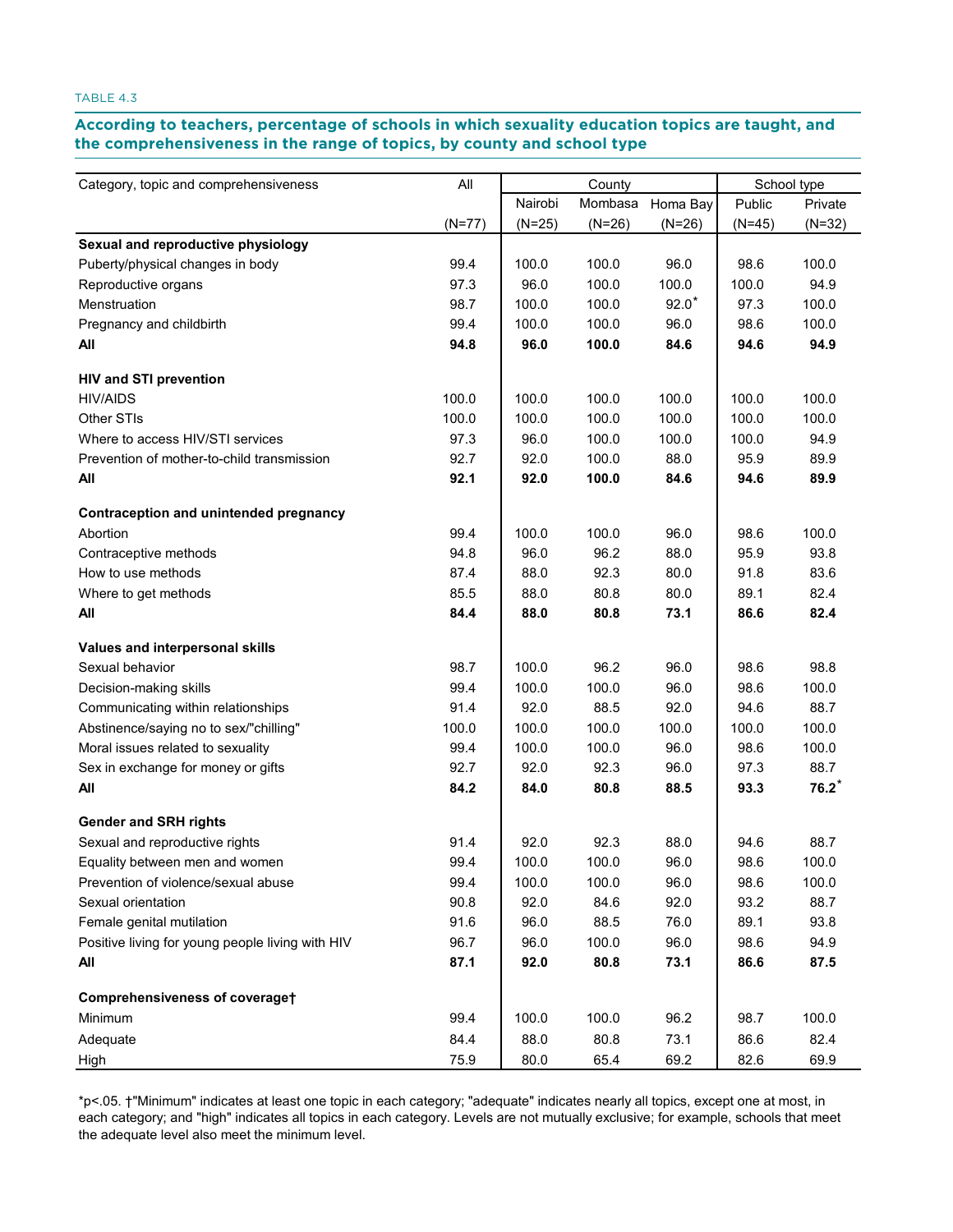TABLE 4.3

**According to teachers, percentage of schools in which sexuality education topics are taught, and the comprehensiveness in the range of topics, by county and school type**

| Category, topic and comprehensiveness | All | County | | | School type | |
|---|---|---|---|---|---|---|
| | | Nairobi | Mombasa | Homa Bay | Public | Private |
| | (N=77) | (N=25) | (N=26) | (N=26) | (N=45) | (N=32) |
| **Sexual and reproductive physiology** | | | | | | |
| Puberty/physical changes in body | 99.4 | 100.0 | 100.0 | 96.0 | 98.6 | 100.0 |
| Reproductive organs | 97.3 | 96.0 | 100.0 | 100.0 | 100.0 | 94.9 |
| Menstruation | 98.7 | 100.0 | 100.0 | 92.0* | 97.3 | 100.0 |
| Pregnancy and childbirth | 99.4 | 100.0 | 100.0 | 96.0 | 98.6 | 100.0 |
| **All** | **94.8** | **96.0** | **100.0** | **84.6** | **94.6** | **94.9** |
| **HIV and STI prevention** | | | | | | |
| HIV/AIDS | 100.0 | 100.0 | 100.0 | 100.0 | 100.0 | 100.0 |
| Other STIs | 100.0 | 100.0 | 100.0 | 100.0 | 100.0 | 100.0 |
| Where to access HIV/STI services | 97.3 | 96.0 | 100.0 | 100.0 | 100.0 | 94.9 |
| Prevention of mother-to-child transmission | 92.7 | 92.0 | 100.0 | 88.0 | 95.9 | 89.9 |
| **All** | **92.1** | **92.0** | **100.0** | **84.6** | **94.6** | **89.9** |
| **Contraception and unintended pregnancy** | | | | | | |
| Abortion | 99.4 | 100.0 | 100.0 | 96.0 | 98.6 | 100.0 |
| Contraceptive methods | 94.8 | 96.0 | 96.2 | 88.0 | 95.9 | 93.8 |
| How to use methods | 87.4 | 88.0 | 92.3 | 80.0 | 91.8 | 83.6 |
| Where to get methods | 85.5 | 88.0 | 80.8 | 80.0 | 89.1 | 82.4 |
| **All** | **84.4** | **88.0** | **80.8** | **73.1** | **86.6** | **82.4** |
| **Values and interpersonal skills** | | | | | | |
| Sexual behavior | 98.7 | 100.0 | 96.2 | 96.0 | 98.6 | 98.8 |
| Decision-making skills | 99.4 | 100.0 | 100.0 | 96.0 | 98.6 | 100.0 |
| Communicating within relationships | 91.4 | 92.0 | 88.5 | 92.0 | 94.6 | 88.7 |
| Abstinence/saying no to sex/"chilling" | 100.0 | 100.0 | 100.0 | 100.0 | 100.0 | 100.0 |
| Moral issues related to sexuality | 99.4 | 100.0 | 100.0 | 96.0 | 98.6 | 100.0 |
| Sex in exchange for money or gifts | 92.7 | 92.0 | 92.3 | 96.0 | 97.3 | 88.7 |
| **All** | **84.2** | **84.0** | **80.8** | **88.5** | **93.3** | **76.2*** |
| **Gender and SRH rights** | | | | | | |
| Sexual and reproductive rights | 91.4 | 92.0 | 92.3 | 88.0 | 94.6 | 88.7 |
| Equality between men and women | 99.4 | 100.0 | 100.0 | 96.0 | 98.6 | 100.0 |
| Prevention of violence/sexual abuse | 99.4 | 100.0 | 100.0 | 96.0 | 98.6 | 100.0 |
| Sexual orientation | 90.8 | 92.0 | 84.6 | 92.0 | 93.2 | 88.7 |
| Female genital mutilation | 91.6 | 96.0 | 88.5 | 76.0 | 89.1 | 93.8 |
| Positive living for young people living with HIV | 96.7 | 96.0 | 100.0 | 96.0 | 98.6 | 94.9 |
| **All** | **87.1** | **92.0** | **80.8** | **73.1** | **86.6** | **87.5** |
| **Comprehensiveness of coverage†** | | | | | | |
| Minimum | 99.4 | 100.0 | 100.0 | 96.2 | 98.7 | 100.0 |
| Adequate | 84.4 | 88.0 | 80.8 | 73.1 | 86.6 | 82.4 |
| High | 75.9 | 80.0 | 65.4 | 69.2 | 82.6 | 69.9 |

*p<.05. †"Minimum" indicates at least one topic in each category; "adequate" indicates nearly all topics, except one at most, in each category; and "high" indicates all topics in each category. Levels are not mutually exclusive; for example, schools that meet the adequate level also meet the minimum level.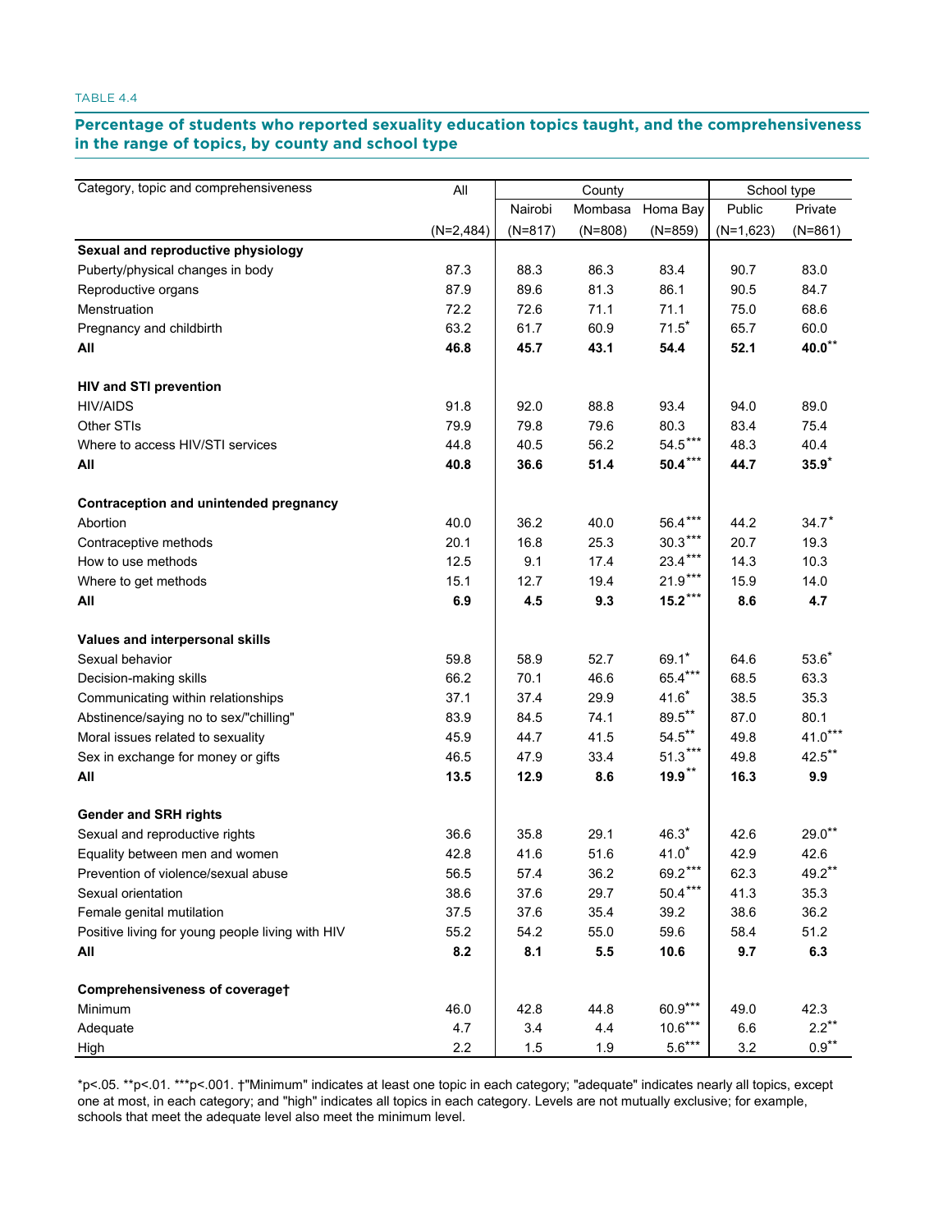TABLE 4.4

**Percentage of students who reported sexuality education topics taught, and the comprehensiveness in the range of topics, by county and school type**

| Category, topic and comprehensiveness | All | County | | | School type | |
|---|---|---|---|---|---|---|
| | | Nairobi | Mombasa | Homa Bay | Public | Private |
| | (N=2,484) | (N=817) | (N=808) | (N=859) | (N=1,623) | (N=861) |
| **Sexual and reproductive physiology** | | | | | | |
| Puberty/physical changes in body | 87.3 | 88.3 | 86.3 | 83.4 | 90.7 | 83.0 |
| Reproductive organs | 87.9 | 89.6 | 81.3 | 86.1 | 90.5 | 84.7 |
| Menstruation | 72.2 | 72.6 | 71.1 | 71.1 | 75.0 | 68.6 |
| Pregnancy and childbirth | 63.2 | 61.7 | 60.9 | 71.5* | 65.7 | 60.0 |
| **All** | **46.8** | **45.7** | **43.1** | **54.4** | **52.1** | **40.0**** |
| **HIV and STI prevention** | | | | | | |
| HIV/AIDS | 91.8 | 92.0 | 88.8 | 93.4 | 94.0 | 89.0 |
| Other STIs | 79.9 | 79.8 | 79.6 | 80.3 | 83.4 | 75.4 |
| Where to access HIV/STI services | 44.8 | 40.5 | 56.2 | 54.5*** | 48.3 | 40.4 |
| **All** | **40.8** | **36.6** | **51.4** | **50.4***** | **44.7** | **35.9*** |
| **Contraception and unintended pregnancy** | | | | | | |
| Abortion | 40.0 | 36.2 | 40.0 | 56.4*** | 44.2 | 34.7* |
| Contraceptive methods | 20.1 | 16.8 | 25.3 | 30.3*** | 20.7 | 19.3 |
| How to use methods | 12.5 | 9.1 | 17.4 | 23.4*** | 14.3 | 10.3 |
| Where to get methods | 15.1 | 12.7 | 19.4 | 21.9*** | 15.9 | 14.0 |
| **All** | **6.9** | **4.5** | **9.3** | **15.2***** | **8.6** | **4.7** |
| **Values and interpersonal skills** | | | | | | |
| Sexual behavior | 59.8 | 58.9 | 52.7 | 69.1* | 64.6 | 53.6* |
| Decision-making skills | 66.2 | 70.1 | 46.6 | 65.4*** | 68.5 | 63.3 |
| Communicating within relationships | 37.1 | 37.4 | 29.9 | 41.6* | 38.5 | 35.3 |
| Abstinence/saying no to sex/"chilling" | 83.9 | 84.5 | 74.1 | 89.5** | 87.0 | 80.1 |
| Moral issues related to sexuality | 45.9 | 44.7 | 41.5 | 54.5** | 49.8 | 41.0*** |
| Sex in exchange for money or gifts | 46.5 | 47.9 | 33.4 | 51.3*** | 49.8 | 42.5** |
| **All** | **13.5** | **12.9** | **8.6** | **19.9**** | **16.3** | **9.9** |
| **Gender and SRH rights** | | | | | | |
| Sexual and reproductive rights | 36.6 | 35.8 | 29.1 | 46.3* | 42.6 | 29.0** |
| Equality between men and women | 42.8 | 41.6 | 51.6 | 41.0* | 42.9 | 42.6 |
| Prevention of violence/sexual abuse | 56.5 | 57.4 | 36.2 | 69.2*** | 62.3 | 49.2** |
| Sexual orientation | 38.6 | 37.6 | 29.7 | 50.4*** | 41.3 | 35.3 |
| Female genital mutilation | 37.5 | 37.6 | 35.4 | 39.2 | 38.6 | 36.2 |
| Positive living for young people living with HIV | 55.2 | 54.2 | 55.0 | 59.6 | 58.4 | 51.2 |
| **All** | **8.2** | **8.1** | **5.5** | **10.6** | **9.7** | **6.3** |
| **Comprehensiveness of coverage†** | | | | | | |
| Minimum | 46.0 | 42.8 | 44.8 | 60.9*** | 49.0 | 42.3 |
| Adequate | 4.7 | 3.4 | 4.4 | 10.6*** | 6.6 | 2.2** |
| High | 2.2 | 1.5 | 1.9 | 5.6*** | 3.2 | 0.9** |

*p<.05. **p<.01. ***p<.001. †"Minimum" indicates at least one topic in each category; "adequate" indicates nearly all topics, except one at most, in each category; and "high" indicates all topics in each category. Levels are not mutually exclusive; for example, schools that meet the adequate level also meet the minimum level.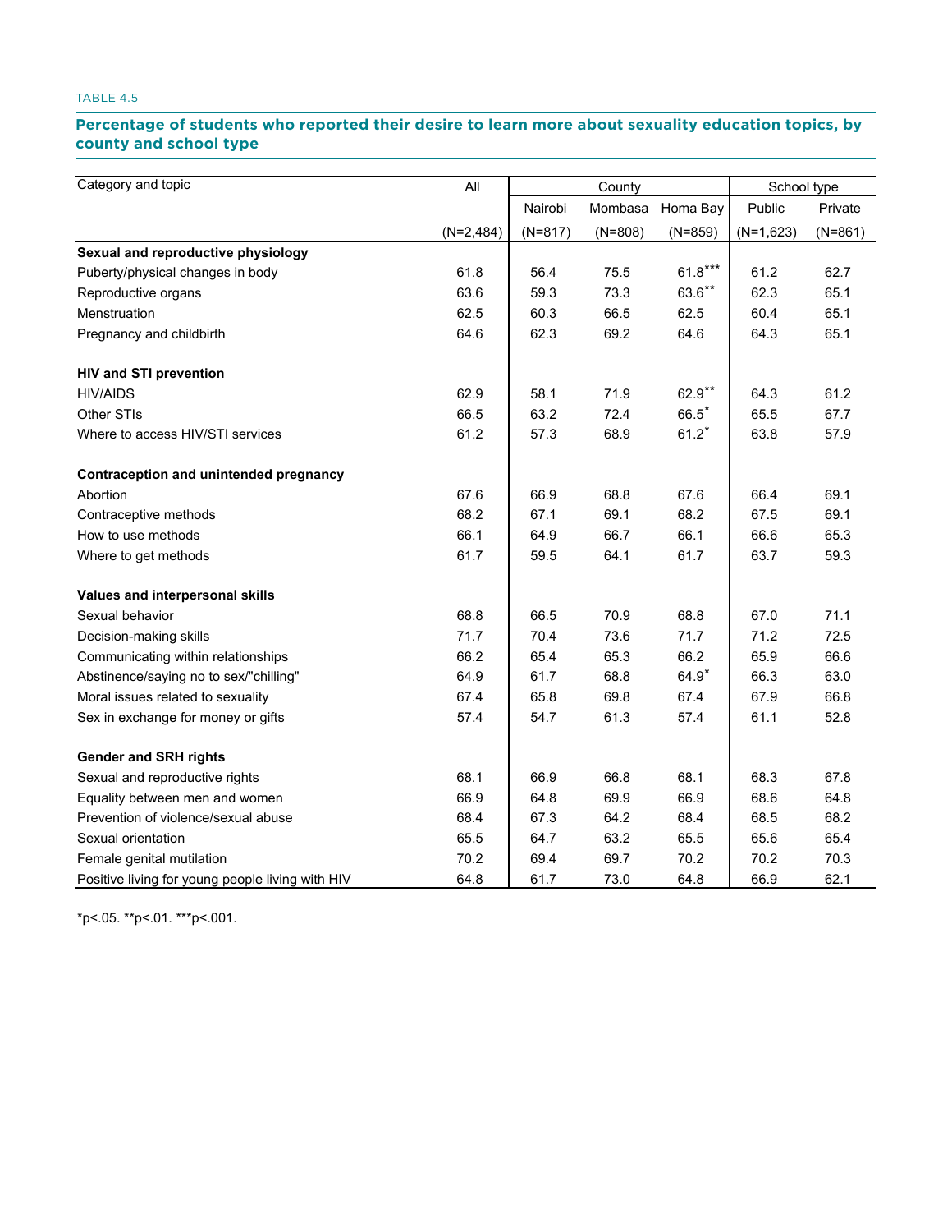TABLE 4.5

## Percentage of students who reported their desire to learn more about sexuality education topics, by county and school type

| Category and topic | All | County | | | School type | |
|---|---|---|---|---|---|---|
| | | Nairobi | Mombasa | Homa Bay | Public | Private |
| | (N=2,484) | (N=817) | (N=808) | (N=859) | (N=1,623) | (N=861) |
| **Sexual and reproductive physiology** | | | | | | |
| Puberty/physical changes in body | 61.8 | 56.4 | 75.5 | 61.8*** | 61.2 | 62.7 |
| Reproductive organs | 63.6 | 59.3 | 73.3 | 63.6** | 62.3 | 65.1 |
| Menstruation | 62.5 | 60.3 | 66.5 | 62.5 | 60.4 | 65.1 |
| Pregnancy and childbirth | 64.6 | 62.3 | 69.2 | 64.6 | 64.3 | 65.1 |
| **HIV and STI prevention** | | | | | | |
| HIV/AIDS | 62.9 | 58.1 | 71.9 | 62.9** | 64.3 | 61.2 |
| Other STIs | 66.5 | 63.2 | 72.4 | 66.5* | 65.5 | 67.7 |
| Where to access HIV/STI services | 61.2 | 57.3 | 68.9 | 61.2* | 63.8 | 57.9 |
| **Contraception and unintended pregnancy** | | | | | | |
| Abortion | 67.6 | 66.9 | 68.8 | 67.6 | 66.4 | 69.1 |
| Contraceptive methods | 68.2 | 67.1 | 69.1 | 68.2 | 67.5 | 69.1 |
| How to use methods | 66.1 | 64.9 | 66.7 | 66.1 | 66.6 | 65.3 |
| Where to get methods | 61.7 | 59.5 | 64.1 | 61.7 | 63.7 | 59.3 |
| **Values and interpersonal skills** | | | | | | |
| Sexual behavior | 68.8 | 66.5 | 70.9 | 68.8 | 67.0 | 71.1 |
| Decision-making skills | 71.7 | 70.4 | 73.6 | 71.7 | 71.2 | 72.5 |
| Communicating within relationships | 66.2 | 65.4 | 65.3 | 66.2 | 65.9 | 66.6 |
| Abstinence/saying no to sex/"chilling" | 64.9 | 61.7 | 68.8 | 64.9* | 66.3 | 63.0 |
| Moral issues related to sexuality | 67.4 | 65.8 | 69.8 | 67.4 | 67.9 | 66.8 |
| Sex in exchange for money or gifts | 57.4 | 54.7 | 61.3 | 57.4 | 61.1 | 52.8 |
| **Gender and SRH rights** | | | | | | |
| Sexual and reproductive rights | 68.1 | 66.9 | 66.8 | 68.1 | 68.3 | 67.8 |
| Equality between men and women | 66.9 | 64.8 | 69.9 | 66.9 | 68.6 | 64.8 |
| Prevention of violence/sexual abuse | 68.4 | 67.3 | 64.2 | 68.4 | 68.5 | 68.2 |
| Sexual orientation | 65.5 | 64.7 | 63.2 | 65.5 | 65.6 | 65.4 |
| Female genital mutilation | 70.2 | 69.4 | 69.7 | 70.2 | 70.2 | 70.3 |
| Positive living for young people living with HIV | 64.8 | 61.7 | 73.0 | 64.8 | 66.9 | 62.1 |

*p<.05. **p<.01. ***p<.001.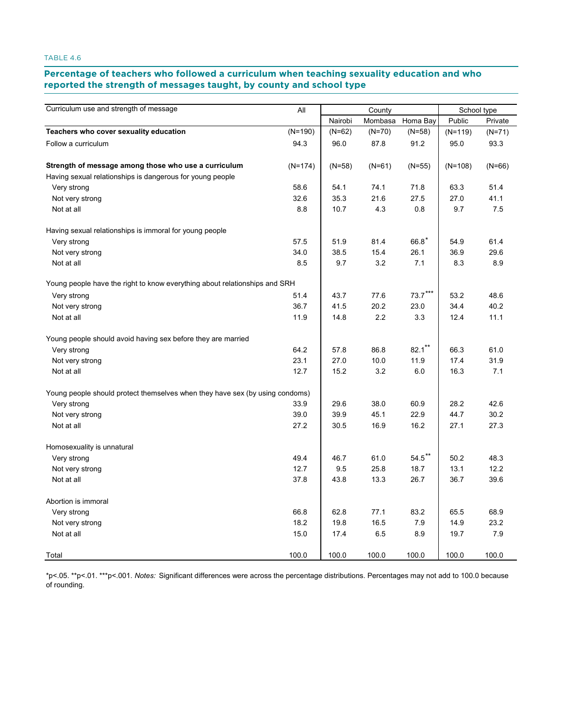TABLE 4.6

## Percentage of teachers who followed a curriculum when teaching sexuality education and who reported the strength of messages taught, by county and school type

| Curriculum use and strength of message | All | County | | | School type | |
|---|---|---|---|---|---|---|
| | | Nairobi | Mombasa | Homa Bay | Public | Private |
| **Teachers who cover sexuality education** | (N=190) | (N=62) | (N=70) | (N=58) | (N=119) | (N=71) |
| Follow a curriculum | 94.3 | 96.0 | 87.8 | 91.2 | 95.0 | 93.3 |
| | | | | | | |
| **Strength of message among those who use a curriculum** | (N=174) | (N=58) | (N=61) | (N=55) | (N=108) | (N=66) |
| Having sexual relationships is dangerous for young people | | | | | | |
| Very strong | 58.6 | 54.1 | 74.1 | 71.8 | 63.3 | 51.4 |
| Not very strong | 32.6 | 35.3 | 21.6 | 27.5 | 27.0 | 41.1 |
| Not at all | 8.8 | 10.7 | 4.3 | 0.8 | 9.7 | 7.5 |
| | | | | | | |
| Having sexual relationships is immoral for young people | | | | | | |
| Very strong | 57.5 | 51.9 | 81.4 | 66.8* | 54.9 | 61.4 |
| Not very strong | 34.0 | 38.5 | 15.4 | 26.1 | 36.9 | 29.6 |
| Not at all | 8.5 | 9.7 | 3.2 | 7.1 | 8.3 | 8.9 |
| | | | | | | |
| Young people have the right to know everything about relationships and SRH | | | | | | |
| Very strong | 51.4 | 43.7 | 77.6 | 73.7*** | 53.2 | 48.6 |
| Not very strong | 36.7 | 41.5 | 20.2 | 23.0 | 34.4 | 40.2 |
| Not at all | 11.9 | 14.8 | 2.2 | 3.3 | 12.4 | 11.1 |
| | | | | | | |
| Young people should avoid having sex before they are married | | | | | | |
| Very strong | 64.2 | 57.8 | 86.8 | 82.1** | 66.3 | 61.0 |
| Not very strong | 23.1 | 27.0 | 10.0 | 11.9 | 17.4 | 31.9 |
| Not at all | 12.7 | 15.2 | 3.2 | 6.0 | 16.3 | 7.1 |
| | | | | | | |
| Young people should protect themselves when they have sex (by using condoms) | | | | | | |
| Very strong | 33.9 | 29.6 | 38.0 | 60.9 | 28.2 | 42.6 |
| Not very strong | 39.0 | 39.9 | 45.1 | 22.9 | 44.7 | 30.2 |
| Not at all | 27.2 | 30.5 | 16.9 | 16.2 | 27.1 | 27.3 |
| | | | | | | |
| Homosexuality is unnatural | | | | | | |
| Very strong | 49.4 | 46.7 | 61.0 | 54.5** | 50.2 | 48.3 |
| Not very strong | 12.7 | 9.5 | 25.8 | 18.7 | 13.1 | 12.2 |
| Not at all | 37.8 | 43.8 | 13.3 | 26.7 | 36.7 | 39.6 |
| | | | | | | |
| Abortion is immoral | | | | | | |
| Very strong | 66.8 | 62.8 | 77.1 | 83.2 | 65.5 | 68.9 |
| Not very strong | 18.2 | 19.8 | 16.5 | 7.9 | 14.9 | 23.2 |
| Not at all | 15.0 | 17.4 | 6.5 | 8.9 | 19.7 | 7.9 |
| | | | | | | |
| Total | 100.0 | 100.0 | 100.0 | 100.0 | 100.0 | 100.0 |

*p<.05. **p<.01. ***p<.001. *Notes:* Significant differences were across the percentage distributions. Percentages may not add to 100.0 because of rounding.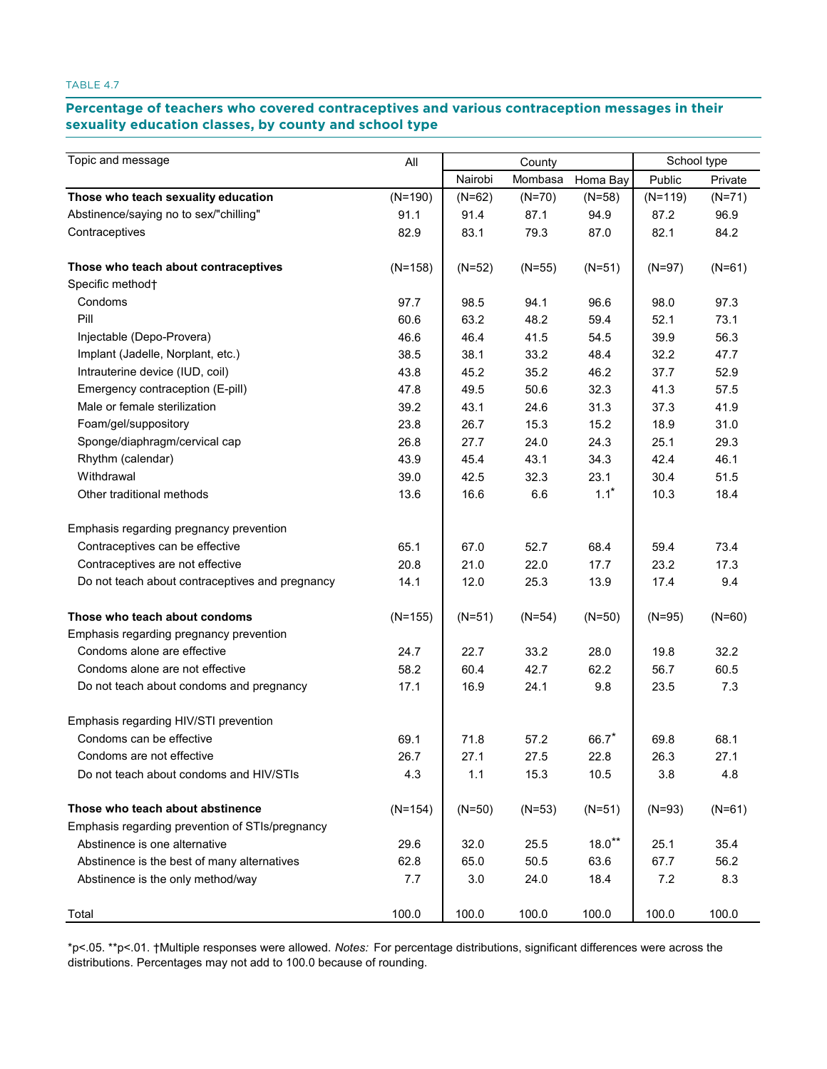TABLE 4.7

**Percentage of teachers who covered contraceptives and various contraception messages in their sexuality education classes, by county and school type**

| Topic and message | All | County | | | School type | |
|---|---|---|---|---|---|---|
| | | Nairobi | Mombasa | Homa Bay | Public | Private |
| **Those who teach sexuality education** | (N=190) | (N=62) | (N=70) | (N=58) | (N=119) | (N=71) |
| Abstinence/saying no to sex/"chilling" | 91.1 | 91.4 | 87.1 | 94.9 | 87.2 | 96.9 |
| Contraceptives | 82.9 | 83.1 | 79.3 | 87.0 | 82.1 | 84.2 |
| | | | | | | |
| **Those who teach about contraceptives** | (N=158) | (N=52) | (N=55) | (N=51) | (N=97) | (N=61) |
| Specific method† | | | | | | |
| Condoms | 97.7 | 98.5 | 94.1 | 96.6 | 98.0 | 97.3 |
| Pill | 60.6 | 63.2 | 48.2 | 59.4 | 52.1 | 73.1 |
| Injectable (Depo-Provera) | 46.6 | 46.4 | 41.5 | 54.5 | 39.9 | 56.3 |
| Implant (Jadelle, Norplant, etc.) | 38.5 | 38.1 | 33.2 | 48.4 | 32.2 | 47.7 |
| Intrauterine device (IUD, coil) | 43.8 | 45.2 | 35.2 | 46.2 | 37.7 | 52.9 |
| Emergency contraception (E-pill) | 47.8 | 49.5 | 50.6 | 32.3 | 41.3 | 57.5 |
| Male or female sterilization | 39.2 | 43.1 | 24.6 | 31.3 | 37.3 | 41.9 |
| Foam/gel/suppository | 23.8 | 26.7 | 15.3 | 15.2 | 18.9 | 31.0 |
| Sponge/diaphragm/cervical cap | 26.8 | 27.7 | 24.0 | 24.3 | 25.1 | 29.3 |
| Rhythm (calendar) | 43.9 | 45.4 | 43.1 | 34.3 | 42.4 | 46.1 |
| Withdrawal | 39.0 | 42.5 | 32.3 | 23.1 | 30.4 | 51.5 |
| Other traditional methods | 13.6 | 16.6 | 6.6 | 1.1* | 10.3 | 18.4 |
| | | | | | | |
| Emphasis regarding pregnancy prevention | | | | | | |
| Contraceptives can be effective | 65.1 | 67.0 | 52.7 | 68.4 | 59.4 | 73.4 |
| Contraceptives are not effective | 20.8 | 21.0 | 22.0 | 17.7 | 23.2 | 17.3 |
| Do not teach about contraceptives and pregnancy | 14.1 | 12.0 | 25.3 | 13.9 | 17.4 | 9.4 |
| | | | | | | |
| **Those who teach about condoms** | (N=155) | (N=51) | (N=54) | (N=50) | (N=95) | (N=60) |
| Emphasis regarding pregnancy prevention | | | | | | |
| Condoms alone are effective | 24.7 | 22.7 | 33.2 | 28.0 | 19.8 | 32.2 |
| Condoms alone are not effective | 58.2 | 60.4 | 42.7 | 62.2 | 56.7 | 60.5 |
| Do not teach about condoms and pregnancy | 17.1 | 16.9 | 24.1 | 9.8 | 23.5 | 7.3 |
| | | | | | | |
| Emphasis regarding HIV/STI prevention | | | | | | |
| Condoms can be effective | 69.1 | 71.8 | 57.2 | 66.7* | 69.8 | 68.1 |
| Condoms are not effective | 26.7 | 27.1 | 27.5 | 22.8 | 26.3 | 27.1 |
| Do not teach about condoms and HIV/STIs | 4.3 | 1.1 | 15.3 | 10.5 | 3.8 | 4.8 |
| | | | | | | |
| **Those who teach about abstinence** | (N=154) | (N=50) | (N=53) | (N=51) | (N=93) | (N=61) |
| Emphasis regarding prevention of STIs/pregnancy | | | | | | |
| Abstinence is one alternative | 29.6 | 32.0 | 25.5 | 18.0** | 25.1 | 35.4 |
| Abstinence is the best of many alternatives | 62.8 | 65.0 | 50.5 | 63.6 | 67.7 | 56.2 |
| Abstinence is the only method/way | 7.7 | 3.0 | 24.0 | 18.4 | 7.2 | 8.3 |
| | | | | | | |
| Total | 100.0 | 100.0 | 100.0 | 100.0 | 100.0 | 100.0 |

*p<.05. **p<.01. †Multiple responses were allowed. *Notes:* For percentage distributions, significant differences were across the distributions. Percentages may not add to 100.0 because of rounding.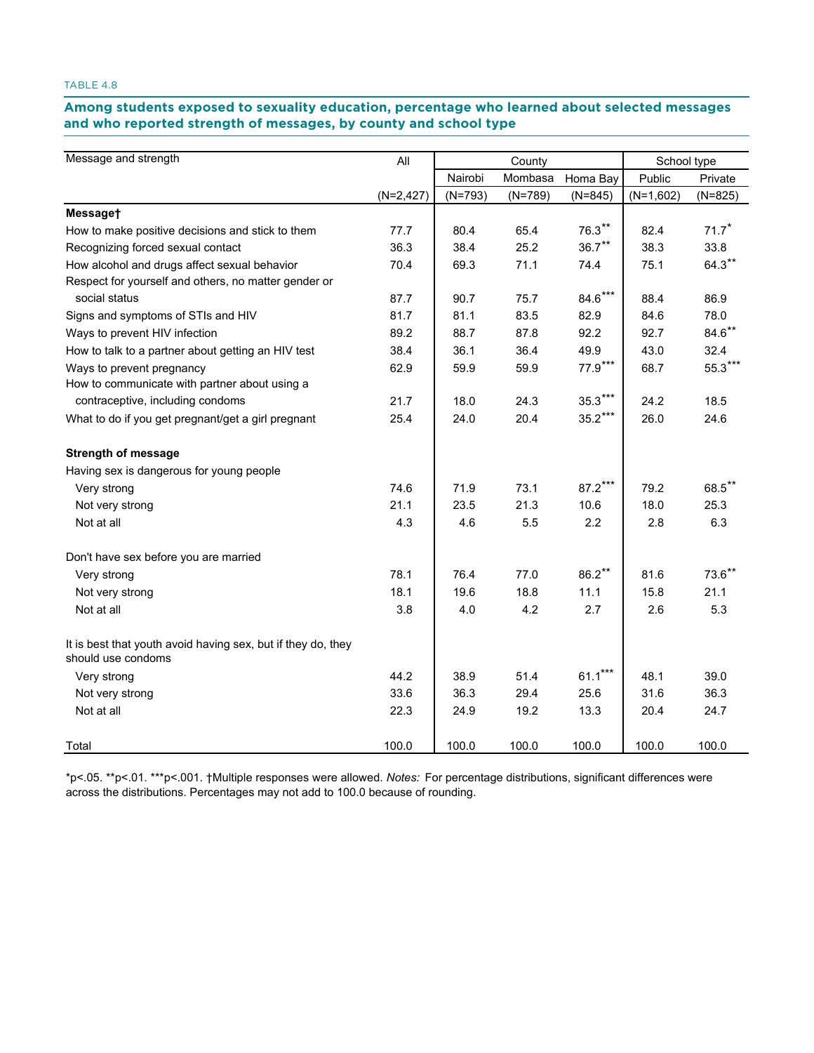TABLE 4.8

**Among students exposed to sexuality education, percentage who learned about selected messages and who reported strength of messages, by county and school type**

| Message and strength | All | County | | | School type | |
|---|---|---|---|---|---|---|
| | | Nairobi | Mombasa | Homa Bay | Public | Private |
| | (N=2,427) | (N=793) | (N=789) | (N=845) | (N=1,602) | (N=825) |
| **Message†** | | | | | | |
| How to make positive decisions and stick to them | 77.7 | 80.4 | 65.4 | 76.3** | 82.4 | 71.7* |
| Recognizing forced sexual contact | 36.3 | 38.4 | 25.2 | 36.7** | 38.3 | 33.8 |
| How alcohol and drugs affect sexual behavior | 70.4 | 69.3 | 71.1 | 74.4 | 75.1 | 64.3** |
| Respect for yourself and others, no matter gender or social status | 87.7 | 90.7 | 75.7 | 84.6*** | 88.4 | 86.9 |
| Signs and symptoms of STIs and HIV | 81.7 | 81.1 | 83.5 | 82.9 | 84.6 | 78.0 |
| Ways to prevent HIV infection | 89.2 | 88.7 | 87.8 | 92.2 | 92.7 | 84.6** |
| How to talk to a partner about getting an HIV test | 38.4 | 36.1 | 36.4 | 49.9 | 43.0 | 32.4 |
| Ways to prevent pregnancy | 62.9 | 59.9 | 59.9 | 77.9*** | 68.7 | 55.3*** |
| How to communicate with partner about using a contraceptive, including condoms | 21.7 | 18.0 | 24.3 | 35.3*** | 24.2 | 18.5 |
| What to do if you get pregnant/get a girl pregnant | 25.4 | 24.0 | 20.4 | 35.2*** | 26.0 | 24.6 |
| **Strength of message** | | | | | | |
| Having sex is dangerous for young people | | | | | | |
| Very strong | 74.6 | 71.9 | 73.1 | 87.2*** | 79.2 | 68.5** |
| Not very strong | 21.1 | 23.5 | 21.3 | 10.6 | 18.0 | 25.3 |
| Not at all | 4.3 | 4.6 | 5.5 | 2.2 | 2.8 | 6.3 |
| Don't have sex before you are married | | | | | | |
| Very strong | 78.1 | 76.4 | 77.0 | 86.2** | 81.6 | 73.6** |
| Not very strong | 18.1 | 19.6 | 18.8 | 11.1 | 15.8 | 21.1 |
| Not at all | 3.8 | 4.0 | 4.2 | 2.7 | 2.6 | 5.3 |
| It is best that youth avoid having sex, but if they do, they should use condoms | | | | | | |
| Very strong | 44.2 | 38.9 | 51.4 | 61.1*** | 48.1 | 39.0 |
| Not very strong | 33.6 | 36.3 | 29.4 | 25.6 | 31.6 | 36.3 |
| Not at all | 22.3 | 24.9 | 19.2 | 13.3 | 20.4 | 24.7 |
| Total | 100.0 | 100.0 | 100.0 | 100.0 | 100.0 | 100.0 |

*p<.05. **p<.01. ***p<.001. †Multiple responses were allowed. *Notes:* For percentage distributions, significant differences were across the distributions. Percentages may not add to 100.0 because of rounding.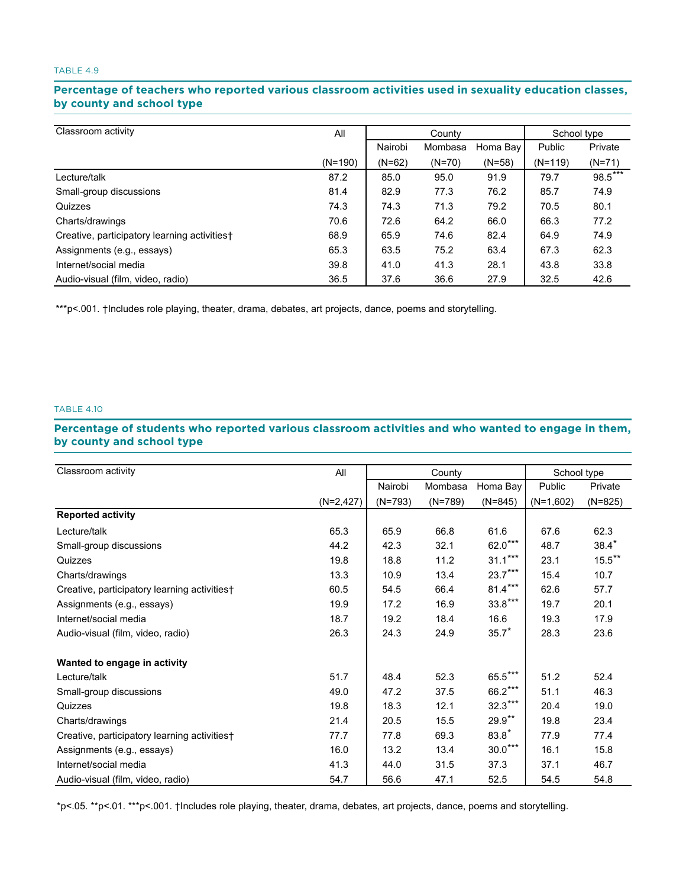TABLE 4.9

**Percentage of teachers who reported various classroom activities used in sexuality education classes, by county and school type**

| Classroom activity | All | County | | | School type | |
|---|---|---|---|---|---|---|
| | | Nairobi | Mombasa | Homa Bay | Public | Private |
| | (N=190) | (N=62) | (N=70) | (N=58) | (N=119) | (N=71) |
| Lecture/talk | 87.2 | 85.0 | 95.0 | 91.9 | 79.7 | 98.5*** |
| Small-group discussions | 81.4 | 82.9 | 77.3 | 76.2 | 85.7 | 74.9 |
| Quizzes | 74.3 | 74.3 | 71.3 | 79.2 | 70.5 | 80.1 |
| Charts/drawings | 70.6 | 72.6 | 64.2 | 66.0 | 66.3 | 77.2 |
| Creative, participatory learning activities† | 68.9 | 65.9 | 74.6 | 82.4 | 64.9 | 74.9 |
| Assignments (e.g., essays) | 65.3 | 63.5 | 75.2 | 63.4 | 67.3 | 62.3 |
| Internet/social media | 39.8 | 41.0 | 41.3 | 28.1 | 43.8 | 33.8 |
| Audio-visual (film, video, radio) | 36.5 | 37.6 | 36.6 | 27.9 | 32.5 | 42.6 |

***p<.001. †Includes role playing, theater, drama, debates, art projects, dance, poems and storytelling.

TABLE 4.10

**Percentage of students who reported various classroom activities and who wanted to engage in them, by county and school type**

| Classroom activity | All | County | | | School type | |
|---|---|---|---|---|---|---|
| | | Nairobi | Mombasa | Homa Bay | Public | Private |
| | (N=2,427) | (N=793) | (N=789) | (N=845) | (N=1,602) | (N=825) |
| **Reported activity** | | | | | | |
| Lecture/talk | 65.3 | 65.9 | 66.8 | 61.6 | 67.6 | 62.3 |
| Small-group discussions | 44.2 | 42.3 | 32.1 | 62.0*** | 48.7 | 38.4* |
| Quizzes | 19.8 | 18.8 | 11.2 | 31.1*** | 23.1 | 15.5** |
| Charts/drawings | 13.3 | 10.9 | 13.4 | 23.7*** | 15.4 | 10.7 |
| Creative, participatory learning activities† | 60.5 | 54.5 | 66.4 | 81.4*** | 62.6 | 57.7 |
| Assignments (e.g., essays) | 19.9 | 17.2 | 16.9 | 33.8*** | 19.7 | 20.1 |
| Internet/social media | 18.7 | 19.2 | 18.4 | 16.6 | 19.3 | 17.9 |
| Audio-visual (film, video, radio) | 26.3 | 24.3 | 24.9 | 35.7* | 28.3 | 23.6 |
| **Wanted to engage in activity** | | | | | | |
| Lecture/talk | 51.7 | 48.4 | 52.3 | 65.5*** | 51.2 | 52.4 |
| Small-group discussions | 49.0 | 47.2 | 37.5 | 66.2*** | 51.1 | 46.3 |
| Quizzes | 19.8 | 18.3 | 12.1 | 32.3*** | 20.4 | 19.0 |
| Charts/drawings | 21.4 | 20.5 | 15.5 | 29.9** | 19.8 | 23.4 |
| Creative, participatory learning activities† | 77.7 | 77.8 | 69.3 | 83.8* | 77.9 | 77.4 |
| Assignments (e.g., essays) | 16.0 | 13.2 | 13.4 | 30.0*** | 16.1 | 15.8 |
| Internet/social media | 41.3 | 44.0 | 31.5 | 37.3 | 37.1 | 46.7 |
| Audio-visual (film, video, radio) | 54.7 | 56.6 | 47.1 | 52.5 | 54.5 | 54.8 |

*p<.05. **p<.01. ***p<.001. †Includes role playing, theater, drama, debates, art projects, dance, poems and storytelling.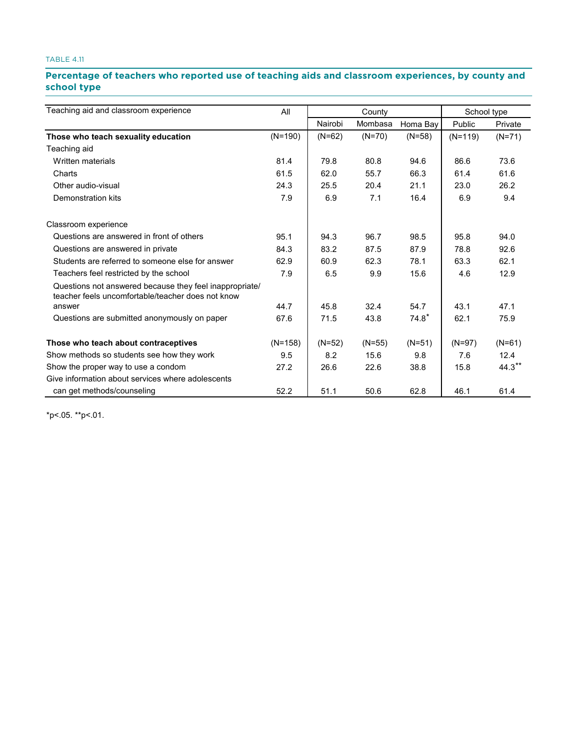TABLE 4.11

## Percentage of teachers who reported use of teaching aids and classroom experiences, by county and school type

| Teaching aid and classroom experience | All | County | | | School type | |
|---|---|---|---|---|---|---|
| | | Nairobi | Mombasa | Homa Bay | Public | Private |
| **Those who teach sexuality education** | (N=190) | (N=62) | (N=70) | (N=58) | (N=119) | (N=71) |
| Teaching aid | | | | | | |
| Written materials | 81.4 | 79.8 | 80.8 | 94.6 | 86.6 | 73.6 |
| Charts | 61.5 | 62.0 | 55.7 | 66.3 | 61.4 | 61.6 |
| Other audio-visual | 24.3 | 25.5 | 20.4 | 21.1 | 23.0 | 26.2 |
| Demonstration kits | 7.9 | 6.9 | 7.1 | 16.4 | 6.9 | 9.4 |
| Classroom experience | | | | | | |
| Questions are answered in front of others | 95.1 | 94.3 | 96.7 | 98.5 | 95.8 | 94.0 |
| Questions are answered in private | 84.3 | 83.2 | 87.5 | 87.9 | 78.8 | 92.6 |
| Students are referred to someone else for answer | 62.9 | 60.9 | 62.3 | 78.1 | 63.3 | 62.1 |
| Teachers feel restricted by the school | 7.9 | 6.5 | 9.9 | 15.6 | 4.6 | 12.9 |
| Questions not answered because they feel inappropriate/ teacher feels uncomfortable/teacher does not know answer | 44.7 | 45.8 | 32.4 | 54.7 | 43.1 | 47.1 |
| Questions are submitted anonymously on paper | 67.6 | 71.5 | 43.8 | 74.8* | 62.1 | 75.9 |
| **Those who teach about contraceptives** | (N=158) | (N=52) | (N=55) | (N=51) | (N=97) | (N=61) |
| Show methods so students see how they work | 9.5 | 8.2 | 15.6 | 9.8 | 7.6 | 12.4 |
| Show the proper way to use a condom | 27.2 | 26.6 | 22.6 | 38.8 | 15.8 | 44.3** |
| Give information about services where adolescents can get methods/counseling | 52.2 | 51.1 | 50.6 | 62.8 | 46.1 | 61.4 |

*p<.05. **p<.01.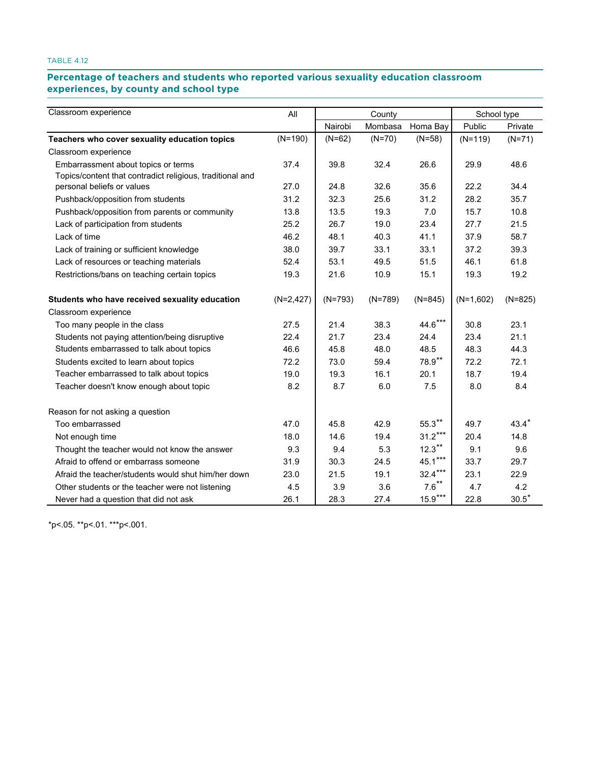TABLE 4.12

## Percentage of teachers and students who reported various sexuality education classroom experiences, by county and school type

| Classroom experience | All | County | | | School type | |
|---|---|---|---|---|---|---|
| | | Nairobi | Mombasa | Homa Bay | Public | Private |
| **Teachers who cover sexuality education topics** | (N=190) | (N=62) | (N=70) | (N=58) | (N=119) | (N=71) |
| Classroom experience | | | | | | |
| Embarrassment about topics or terms | 37.4 | 39.8 | 32.4 | 26.6 | 29.9 | 48.6 |
| Topics/content that contradict religious, traditional and personal beliefs or values | 27.0 | 24.8 | 32.6 | 35.6 | 22.2 | 34.4 |
| Pushback/opposition from students | 31.2 | 32.3 | 25.6 | 31.2 | 28.2 | 35.7 |
| Pushback/opposition from parents or community | 13.8 | 13.5 | 19.3 | 7.0 | 15.7 | 10.8 |
| Lack of participation from students | 25.2 | 26.7 | 19.0 | 23.4 | 27.7 | 21.5 |
| Lack of time | 46.2 | 48.1 | 40.3 | 41.1 | 37.9 | 58.7 |
| Lack of training or sufficient knowledge | 38.0 | 39.7 | 33.1 | 33.1 | 37.2 | 39.3 |
| Lack of resources or teaching materials | 52.4 | 53.1 | 49.5 | 51.5 | 46.1 | 61.8 |
| Restrictions/bans on teaching certain topics | 19.3 | 21.6 | 10.9 | 15.1 | 19.3 | 19.2 |
| **Students who have received sexuality education** | (N=2,427) | (N=793) | (N=789) | (N=845) | (N=1,602) | (N=825) |
| Classroom experience | | | | | | |
| Too many people in the class | 27.5 | 21.4 | 38.3 | 44.6*** | 30.8 | 23.1 |
| Students not paying attention/being disruptive | 22.4 | 21.7 | 23.4 | 24.4 | 23.4 | 21.1 |
| Students embarrassed to talk about topics | 46.6 | 45.8 | 48.0 | 48.5 | 48.3 | 44.3 |
| Students excited to learn about topics | 72.2 | 73.0 | 59.4 | 78.9** | 72.2 | 72.1 |
| Teacher embarrassed to talk about topics | 19.0 | 19.3 | 16.1 | 20.1 | 18.7 | 19.4 |
| Teacher doesn't know enough about topic | 8.2 | 8.7 | 6.0 | 7.5 | 8.0 | 8.4 |
| Reason for not asking a question | | | | | | |
| Too embarrassed | 47.0 | 45.8 | 42.9 | 55.3** | 49.7 | 43.4* |
| Not enough time | 18.0 | 14.6 | 19.4 | 31.2*** | 20.4 | 14.8 |
| Thought the teacher would not know the answer | 9.3 | 9.4 | 5.3 | 12.3** | 9.1 | 9.6 |
| Afraid to offend or embarrass someone | 31.9 | 30.3 | 24.5 | 45.1*** | 33.7 | 29.7 |
| Afraid the teacher/students would shut him/her down | 23.0 | 21.5 | 19.1 | 32.4*** | 23.1 | 22.9 |
| Other students or the teacher were not listening | 4.5 | 3.9 | 3.6 | 7.6** | 4.7 | 4.2 |
| Never had a question that did not ask | 26.1 | 28.3 | 27.4 | 15.9*** | 22.8 | 30.5* |

*p<.05. **p<.01. ***p<.001.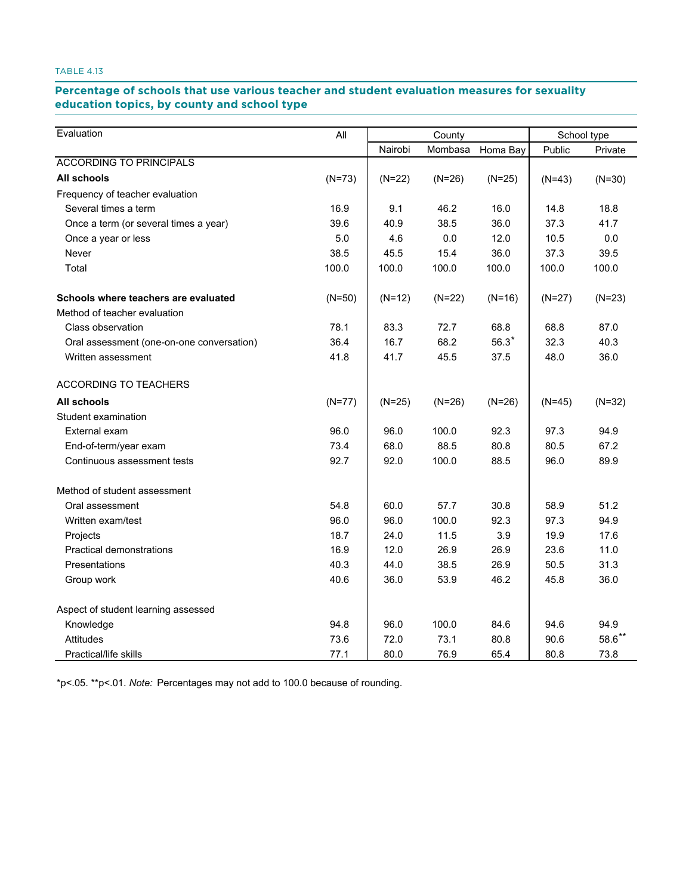TABLE 4.13

## Percentage of schools that use various teacher and student evaluation measures for sexuality education topics, by county and school type

| Evaluation | All | County | | | School type | |
|---|---|---|---|---|---|---|
| | | Nairobi | Mombasa | Homa Bay | Public | Private |
| ACCORDING TO PRINCIPALS | | | | | | |
| **All schools** | (N=73) | (N=22) | (N=26) | (N=25) | (N=43) | (N=30) |
| Frequency of teacher evaluation | | | | | | |
| Several times a term | 16.9 | 9.1 | 46.2 | 16.0 | 14.8 | 18.8 |
| Once a term (or several times a year) | 39.6 | 40.9 | 38.5 | 36.0 | 37.3 | 41.7 |
| Once a year or less | 5.0 | 4.6 | 0.0 | 12.0 | 10.5 | 0.0 |
| Never | 38.5 | 45.5 | 15.4 | 36.0 | 37.3 | 39.5 |
| Total | 100.0 | 100.0 | 100.0 | 100.0 | 100.0 | 100.0 |
| **Schools where teachers are evaluated** | (N=50) | (N=12) | (N=22) | (N=16) | (N=27) | (N=23) |
| Method of teacher evaluation | | | | | | |
| Class observation | 78.1 | 83.3 | 72.7 | 68.8 | 68.8 | 87.0 |
| Oral assessment (one-on-one conversation) | 36.4 | 16.7 | 68.2 | 56.3* | 32.3 | 40.3 |
| Written assessment | 41.8 | 41.7 | 45.5 | 37.5 | 48.0 | 36.0 |
| ACCORDING TO TEACHERS | | | | | | |
| **All schools** | (N=77) | (N=25) | (N=26) | (N=26) | (N=45) | (N=32) |
| Student examination | | | | | | |
| External exam | 96.0 | 96.0 | 100.0 | 92.3 | 97.3 | 94.9 |
| End-of-term/year exam | 73.4 | 68.0 | 88.5 | 80.8 | 80.5 | 67.2 |
| Continuous assessment tests | 92.7 | 92.0 | 100.0 | 88.5 | 96.0 | 89.9 |
| Method of student assessment | | | | | | |
| Oral assessment | 54.8 | 60.0 | 57.7 | 30.8 | 58.9 | 51.2 |
| Written exam/test | 96.0 | 96.0 | 100.0 | 92.3 | 97.3 | 94.9 |
| Projects | 18.7 | 24.0 | 11.5 | 3.9 | 19.9 | 17.6 |
| Practical demonstrations | 16.9 | 12.0 | 26.9 | 26.9 | 23.6 | 11.0 |
| Presentations | 40.3 | 44.0 | 38.5 | 26.9 | 50.5 | 31.3 |
| Group work | 40.6 | 36.0 | 53.9 | 46.2 | 45.8 | 36.0 |
| Aspect of student learning assessed | | | | | | |
| Knowledge | 94.8 | 96.0 | 100.0 | 84.6 | 94.6 | 94.9 |
| Attitudes | 73.6 | 72.0 | 73.1 | 80.8 | 90.6 | 58.6** |
| Practical/life skills | 77.1 | 80.0 | 76.9 | 65.4 | 80.8 | 73.8 |

*p<.05. **p<.01. *Note:* Percentages may not add to 100.0 because of rounding.